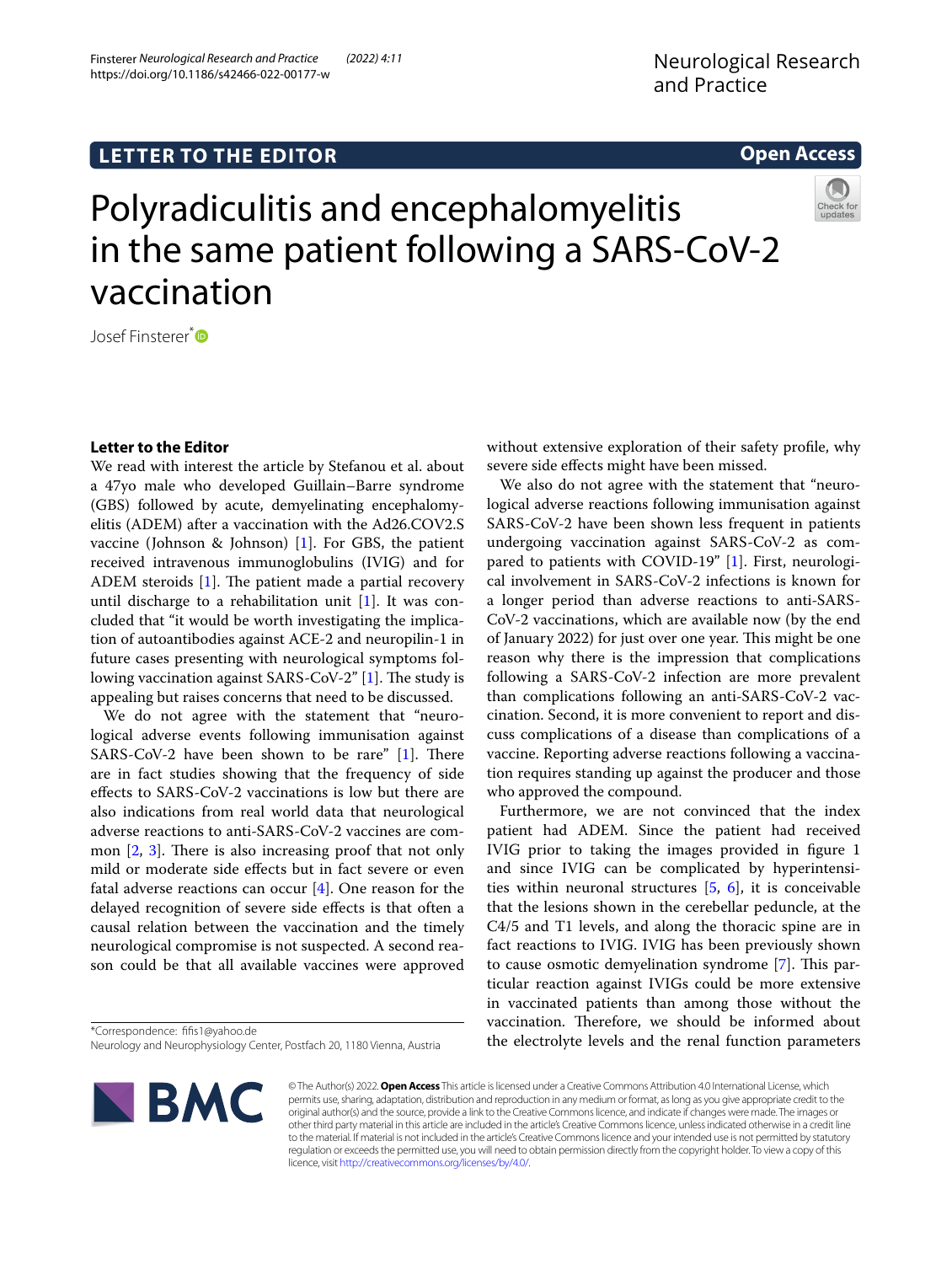LETTER TO THE EDITOR

Open Access

# Polyradiculitis and encephalomyelitis in the same patient following a SARS-CoV-2 vaccination

Josef Finsterer*

## Letter to the Editor

We read with interest the article by Stefanou et al. about a 47yo male who developed Guillain–Barre syndrome (GBS) followed by acute, demyelinating encephalomyelitis (ADEM) after a vaccination with the Ad26.COV2.S vaccine (Johnson & Johnson) [1]. For GBS, the patient received intravenous immunoglobulins (IVIG) and for ADEM steroids [1]. The patient made a partial recovery until discharge to a rehabilitation unit [1]. It was concluded that "it would be worth investigating the implication of autoantibodies against ACE-2 and neuropilin-1 in future cases presenting with neurological symptoms following vaccination against SARS-CoV-2" [1]. The study is appealing but raises concerns that need to be discussed.

We do not agree with the statement that "neurological adverse events following immunisation against SARS-CoV-2 have been shown to be rare" [1]. There are in fact studies showing that the frequency of side effects to SARS-CoV-2 vaccinations is low but there are also indications from real world data that neurological adverse reactions to anti-SARS-CoV-2 vaccines are common [2, 3]. There is also increasing proof that not only mild or moderate side effects but in fact severe or even fatal adverse reactions can occur [4]. One reason for the delayed recognition of severe side effects is that often a causal relation between the vaccination and the timely neurological compromise is not suspected. A second reason could be that all available vaccines were approved without extensive exploration of their safety profile, why severe side effects might have been missed.

We also do not agree with the statement that "neurological adverse reactions following immunisation against SARS-CoV-2 have been shown less frequent in patients undergoing vaccination against SARS-CoV-2 as compared to patients with COVID-19" [1]. First, neurological involvement in SARS-CoV-2 infections is known for a longer period than adverse reactions to anti-SARS-CoV-2 vaccinations, which are available now (by the end of January 2022) for just over one year. This might be one reason why there is the impression that complications following a SARS-CoV-2 infection are more prevalent than complications following an anti-SARS-CoV-2 vaccination. Second, it is more convenient to report and discuss complications of a disease than complications of a vaccine. Reporting adverse reactions following a vaccination requires standing up against the producer and those who approved the compound.

Furthermore, we are not convinced that the index patient had ADEM. Since the patient had received IVIG prior to taking the images provided in figure 1 and since IVIG can be complicated by hyperintensities within neuronal structures [5, 6], it is conceivable that the lesions shown in the cerebellar peduncle, at the C4/5 and T1 levels, and along the thoracic spine are in fact reactions to IVIG. IVIG has been previously shown to cause osmotic demyelination syndrome [7]. This particular reaction against IVIGs could be more extensive in vaccinated patients than among those without the vaccination. Therefore, we should be informed about the electrolyte levels and the renal function parameters

*Correspondence: fifis1@yahoo.de
Neurology and Neurophysiology Center, Postfach 20, 1180 Vienna, Austria

© The Author(s) 2022. **Open Access** This article is licensed under a Creative Commons Attribution 4.0 International License, which permits use, sharing, adaptation, distribution and reproduction in any medium or format, as long as you give appropriate credit to the original author(s) and the source, provide a link to the Creative Commons licence, and indicate if changes were made. The images or other third party material in this article are included in the article's Creative Commons licence, unless indicated otherwise in a credit line to the material. If material is not included in the article's Creative Commons licence and your intended use is not permitted by statutory regulation or exceeds the permitted use, you will need to obtain permission directly from the copyright holder. To view a copy of this licence, visit http://creativecommons.org/licenses/by/4.0/.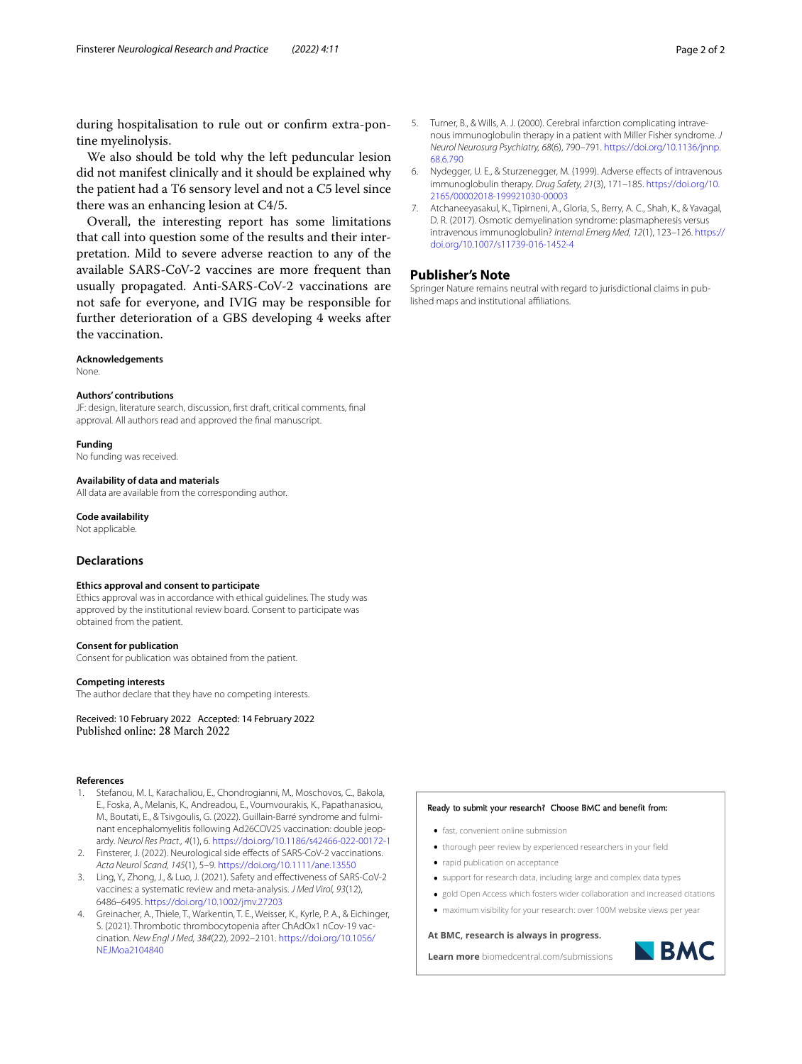during hospitalisation to rule out or confirm extra-pontine myelinolysis.

We also should be told why the left peduncular lesion did not manifest clinically and it should be explained why the patient had a T6 sensory level and not a C5 level since there was an enhancing lesion at C4/5.

Overall, the interesting report has some limitations that call into question some of the results and their interpretation. Mild to severe adverse reaction to any of the available SARS-CoV-2 vaccines are more frequent than usually propagated. Anti-SARS-CoV-2 vaccinations are not safe for everyone, and IVIG may be responsible for further deterioration of a GBS developing 4 weeks after the vaccination.

#### Acknowledgements
None.

#### Authors' contributions
JF: design, literature search, discussion, first draft, critical comments, final approval. All authors read and approved the final manuscript.

#### Funding
No funding was received.

#### Availability of data and materials
All data are available from the corresponding author.

#### Code availability
Not applicable.

### Declarations

#### Ethics approval and consent to participate
Ethics approval was in accordance with ethical guidelines. The study was approved by the institutional review board. Consent to participate was obtained from the patient.

#### Consent for publication
Consent for publication was obtained from the patient.

#### Competing interests
The author declare that they have no competing interests.

Received: 10 February 2022 Accepted: 14 February 2022
Published online: 28 March 2022

#### References

1. Stefanou, M. I., Karachaliou, E., Chondrogianni, M., Moschovos, C., Bakola, E., Foska, A., Melanis, K., Andreadou, E., Voumvourakis, K., Papathanasiou, M., Boutati, E., & Tsivgoulis, G. (2022). Guillain-Barré syndrome and fulminant encephalomyelitis following Ad26COV2S vaccination: double jeopardy. *Neurol Res Pract., 4*(1), 6. https://doi.org/10.1186/s42466-022-00172-1
2. Finsterer, J. (2022). Neurological side effects of SARS-CoV-2 vaccinations. *Acta Neurol Scand, 145*(1), 5–9. https://doi.org/10.1111/ane.13550
3. Ling, Y., Zhong, J., & Luo, J. (2021). Safety and effectiveness of SARS-CoV-2 vaccines: a systematic review and meta-analysis. *J Med Virol, 93*(12), 6486–6495. https://doi.org/10.1002/jmv.27203
4. Greinacher, A., Thiele, T., Warkentin, T. E., Weisser, K., Kyrle, P. A., & Eichinger, S. (2021). Thrombotic thrombocytopenia after ChAdOx1 nCov-19 vaccination. *New Engl J Med, 384*(22), 2092–2101. https://doi.org/10.1056/NEJMoa2104840
5. Turner, B., & Wills, A. J. (2000). Cerebral infarction complicating intravenous immunoglobulin therapy in a patient with Miller Fisher syndrome. *J Neurol Neurosurg Psychiatry, 68*(6), 790–791. https://doi.org/10.1136/jnnp.68.6.790
6. Nydegger, U. E., & Sturzenegger, M. (1999). Adverse effects of intravenous immunoglobulin therapy. *Drug Safety, 21*(3), 171–185. https://doi.org/10.2165/00002018-199921030-00003
7. Atchaneeyasakul, K., Tipirneni, A., Gloria, S., Berry, A. C., Shah, K., & Yavagal, D. R. (2017). Osmotic demyelination syndrome: plasmapheresis versus intravenous immunoglobulin? *Internal Emerg Med, 12*(1), 123–126. https://doi.org/10.1007/s11739-016-1452-4

## Publisher's Note
Springer Nature remains neutral with regard to jurisdictional claims in published maps and institutional affiliations.

Ready to submit your research? Choose BMC and benefit from:

- fast, convenient online submission
- thorough peer review by experienced researchers in your field
- rapid publication on acceptance
- support for research data, including large and complex data types
- gold Open Access which fosters wider collaboration and increased citations
- maximum visibility for your research: over 100M website views per year

**At BMC, research is always in progress.**

**Learn more** biomedcentral.com/submissions